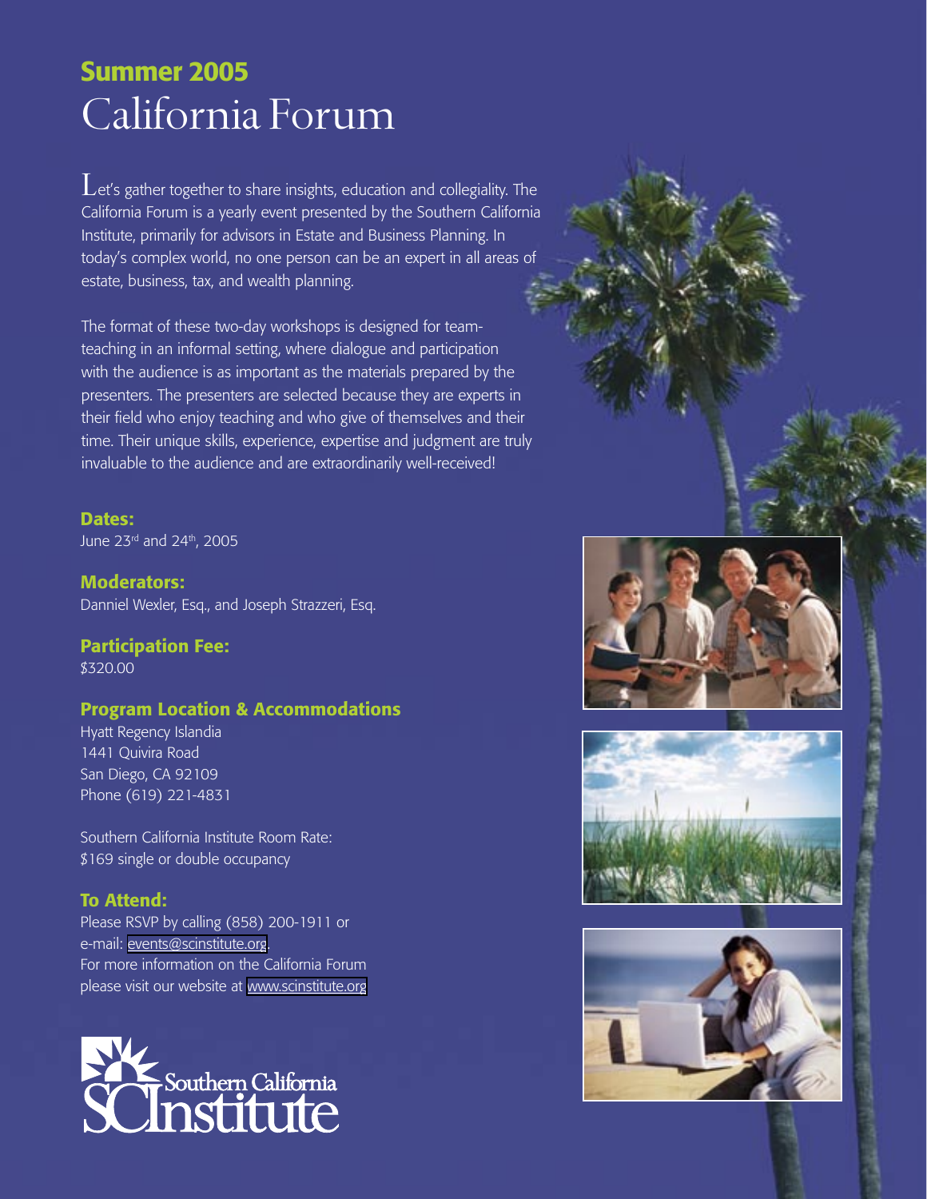## Summer 2005

# California Forum

Let's gather together to share insights, education and collegiality. The California Forum is a yearly event presented by the Southern California Institute, primarily for advisors in Estate and Business Planning. In today's complex world, no one person can be an expert in all areas of estate, business, tax, and wealth planning.

The format of these two-day workshops is designed for team-teaching in an informal setting, where dialogue and participation with the audience is as important as the materials prepared by the presenters. The presenters are selected because they are experts in their field who enjoy teaching and who give of themselves and their time. Their unique skills, experience, expertise and judgment are truly invaluable to the audience and are extraordinarily well-received!

### Dates:

June 23rd and 24th, 2005

### Moderators:

Danniel Wexler, Esq., and Joseph Strazzeri, Esq.

### Participation Fee:

$320.00

### Program Location & Accommodations

Hyatt Regency Islandia
1441 Quivira Road
San Diego, CA 92109
Phone (619) 221-4831

Southern California Institute Room Rate:
$169 single or double occupancy

### To Attend:

Please RSVP by calling (858) 200-1911 or e-mail: events@scinstitute.org.
For more information on the California Forum please visit our website at www.scinstitute.org

Southern California Institute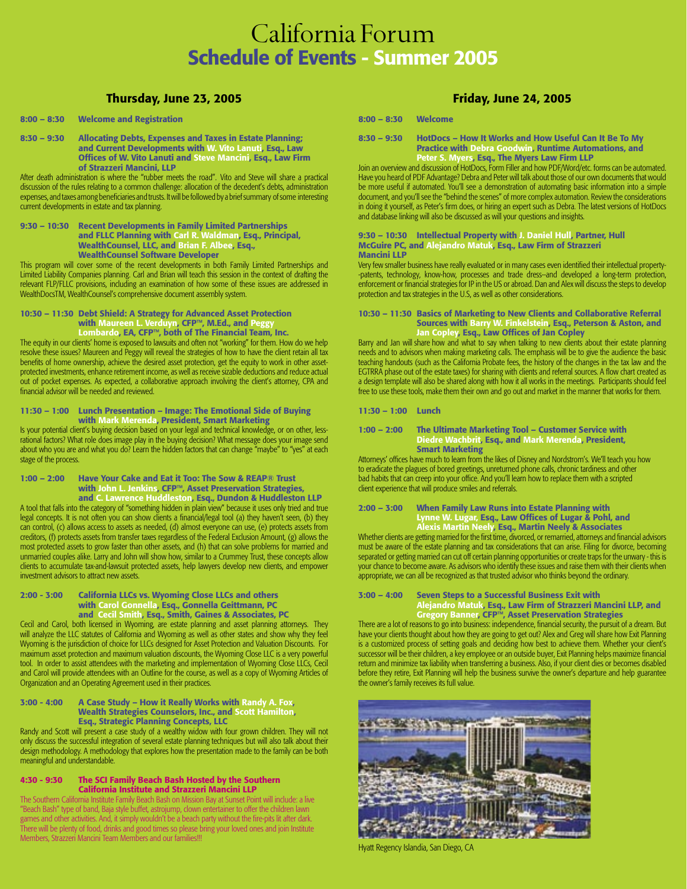# California Forum

## Schedule of Events - Summer 2005

### Thursday, June 23, 2005

**8:00 – 8:30 Welcome and Registration**

**8:30 – 9:30 Allocating Debts, Expenses and Taxes in Estate Planning; and Current Developments with W. Vito Lanuti, Esq., Law Offices of W. Vito Lanuti and Steve Mancini, Esq., Law Firm of Strazzeri Mancini, LLP**

After death administration is where the "rubber meets the road". Vito and Steve will share a practical discussion of the rules relating to a common challenge: allocation of the decedent's debts, administration expenses, and taxes among beneficiaries and trusts. It will be followed by a brief summary of some interesting current developments in estate and tax planning.

**9:30 – 10:30 Recent Developments in Family Limited Partnerships and FLLC Planning with Carl R. Waldman, Esq., Principal, WealthCounsel, LLC, and Brian F. Albee, Esq., WealthCounsel Software Developer**

This program will cover some of the recent developments in both Family Limited Partnerships and Limited Liability Companies planning. Carl and Brian will teach this session in the context of drafting the relevant FLP/FLLC provisions, including an examination of how some of these issues are addressed in WealthDocsTM, WealthCounsel's comprehensive document assembly system.

**10:30 – 11:30 Debt Shield: A Strategy for Advanced Asset Protection with Maureen L. Verduyn, CFP™, M.Ed., and Peggy Lombardo, EA, CFP™, both of The Financial Team, Inc.**

The equity in our clients' home is exposed to lawsuits and often not "working" for them. How do we help resolve these issues? Maureen and Peggy will reveal the strategies of how to have the client retain all tax benefits of home ownership, achieve the desired asset protection, get the equity to work in other asset-protected investments, enhance retirement income, as well as receive sizable deductions and reduce actual out of pocket expenses. As expected, a collaborative approach involving the client's attorney, CPA and financial advisor will be needed and reviewed.

**11:30 – 1:00 Lunch Presentation – Image: The Emotional Side of Buying with Mark Merenda, President, Smart Marketing**

Is your potential client's buying decision based on your legal and technical knowledge, or on other, less-rational factors? What role does image play in the buying decision? What message does your image send about who you are and what you do? Learn the hidden factors that can change "maybe" to "yes" at each stage of the process.

**1:00 – 2:00 Have Your Cake and Eat it Too: The Sow & REAP® Trust with John L. Jenkins, CFP™, Asset Preservation Strategies, and C. Lawrence Huddleston, Esq., Dundon & Huddleston LLP**

A tool that falls into the category of "something hidden in plain view" because it uses only tried and true legal concepts. It is not often you can show clients a financial/legal tool (a) they haven't seen, (b) they can control, (c) allows access to assets as needed, (d) almost everyone can use, (e) protects assets from creditors, (f) protects assets from transfer taxes regardless of the Federal Exclusion Amount, (g) allows the most protected assets to grow faster than other assets, and (h) that can solve problems for married and unmarried couples alike. Larry and John will show how, similar to a Crummey Trust, these concepts allow clients to accumulate tax-and-lawsuit protected assets, help lawyers develop new clients, and empower investment advisors to attract new assets.

**2:00 - 3:00 California LLCs vs. Wyoming Close LLCs and others with Carol Gonnella, Esq., Gonnella Geittmann, PC and Cecil Smith, Esq., Smith, Gaines & Associates, PC**

Cecil and Carol, both licensed in Wyoming, are estate planning and asset planning attorneys. They will analyze the LLC statutes of California and Wyoming as well as other states and show why they feel Wyoming is the jurisdiction of choice for LLCs designed for Asset Protection and Valuation Discounts. For maximum asset protection and maximum valuation discounts, the Wyoming Close LLC is a very powerful tool. In order to assist attendees with the marketing and implementation of Wyoming Close LLCs, Cecil and Carol will provide attendees with an Outline for the course, as well as a copy of Wyoming Articles of Organization and an Operating Agreement used in their practices.

**3:00 - 4:00 A Case Study – How it Really Works with Randy A. Fox, Wealth Strategies Counselors, Inc., and Scott Hamilton, Esq., Strategic Planning Concepts, LLC**

Randy and Scott will present a case study of a wealthy widow with four grown children. They will not only discuss the successful integration of several estate planning techniques but will also talk about their design methodology. A methodology that explores how the presentation made to the family can be both meaningful and understandable.

**4:30 - 9:30 The SCI Family Beach Bash Hosted by the Southern California Institute and Strazzeri Mancini LLP**

The Southern California Institute Family Beach Bash on Mission Bay at Sunset Point will include: a live "Beach Bash" type of band, Baja style buffet, astrojump, clown entertainer to offer the children lawn games and other activities. And, it simply wouldn't be a beach party without the fire-pits lit after dark. There will be plenty of food, drinks and good times so please bring your loved ones and join Institute Members, Strazzeri Mancini Team Members and our families!!!

### Friday, June 24, 2005

**8:00 – 8:30 Welcome**

**8:30 – 9:30 HotDocs – How It Works and How Useful Can It Be To My Practice with Debra Goodwin, Runtime Automations, and Peter S. Myers, Esq., The Myers Law Firm LLP**

Join an overview and discussion of HotDocs, Form Filler and how PDF/Word/etc. forms can be automated. Have you heard of PDF Advantage? Debra and Peter will talk about those of our own documents that would be more useful if automated. You'll see a demonstration of automating basic information into a simple document, and you'll see the "behind the scenes" of more complex automation. Review the considerations in doing it yourself, as Peter's firm does, or hiring an expert such as Debra. The latest versions of HotDocs and database linking will also be discussed as will your questions and insights.

**9:30 – 10:30 Intellectual Property with J. Daniel Hull, Partner, Hull McGuire PC, and Alejandro Matuk, Esq., Law Firm of Strazzeri Mancini LLP**

Very few smaller business have really evaluated or in many cases even identified their intellectual property--patents, technology, know-how, processes and trade dress--and developed a long-term protection, enforcement or financial strategies for IP in the US or abroad. Dan and Alex will discuss the steps to develop protection and tax strategies in the U.S, as well as other considerations.

**10:30 – 11:30 Basics of Marketing to New Clients and Collaborative Referral Sources with Barry W. Finkelstein, Esq., Peterson & Aston, and Jan Copley, Esq., Law Offices of Jan Copley**

Barry and Jan will share how and what to say when talking to new clients about their estate planning needs and to advisors when making marketing calls. The emphasis will be to give the audience the basic teaching handouts (such as the California Probate fees, the history of the changes in the tax law and the EGTRRA phase out of the estate taxes) for sharing with clients and referral sources. A flow chart created as a design template will also be shared along with how it all works in the meetings. Participants should feel free to use these tools, make them their own and go out and market in the manner that works for them.

**11:30 – 1:00 Lunch**

**1:00 – 2:00 The Ultimate Marketing Tool – Customer Service with Diedre Wachbrit, Esq., and Mark Merenda, President, Smart Marketing**

Attorneys' offices have much to learn from the likes of Disney and Nordstrom's. We'll teach you how to eradicate the plagues of bored greetings, unreturned phone calls, chronic tardiness and other bad habits that can creep into your office. And you'll learn how to replace them with a scripted client experience that will produce smiles and referrals.

**2:00 – 3:00 When Family Law Runs into Estate Planning with Lynne W. Lugar, Esq., Law Offices of Lugar & Pohl, and Alexis Martin Neely, Esq., Martin Neely & Associates**

Whether clients are getting married for the first time, divorced, or remarried, attorneys and financial advisors must be aware of the estate planning and tax considerations that can arise. Filing for divorce, becoming separated or getting married can cut off certain planning opportunities or create traps for the unwary - this is your chance to become aware. As advisors who identify these issues and raise them with their clients when appropriate, we can all be recognized as that trusted advisor who thinks beyond the ordinary.

**3:00 – 4:00 Seven Steps to a Successful Business Exit with Alejandro Matuk, Esq., Law Firm of Strazzeri Mancini LLP, and Gregory Banner, CFP™, Asset Preservation Strategies**

There are a lot of reasons to go into business: independence, financial security, the pursuit of a dream. But have your clients thought about how they are going to get out? Alex and Greg will share how Exit Planning is a customized process of setting goals and deciding how best to achieve them. Whether your client's successor will be their children, a key employee or an outside buyer, Exit Planning helps maximize financial return and minimize tax liability when transferring a business. Also, if your client dies or becomes disabled before they retire, Exit Planning will help the business survive the owner's departure and help guarantee the owner's family receives its full value.

Hyatt Regency Islandia, San Diego, CA